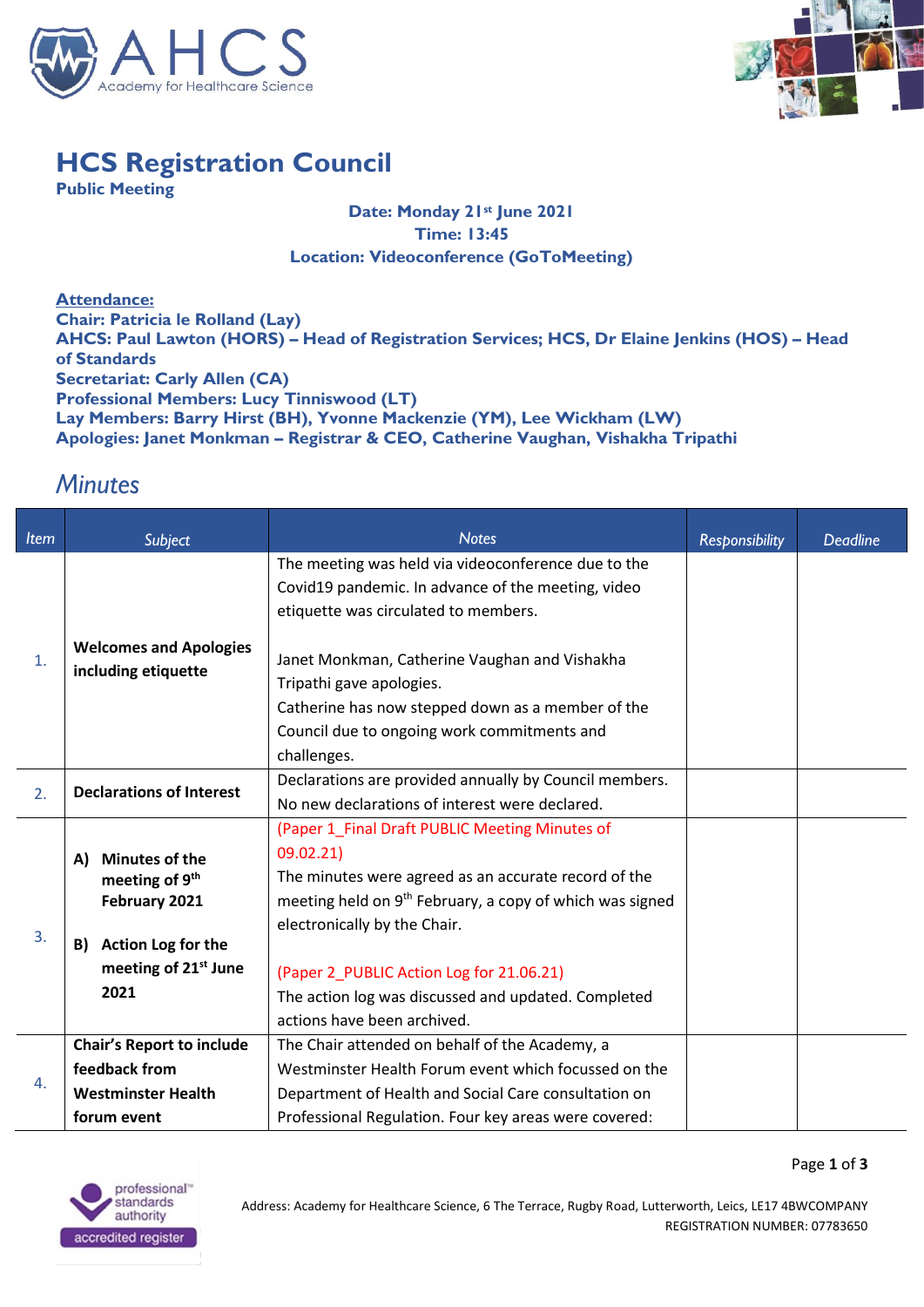# HCS Registration Council

**Public Meeting**

**Date: Monday 21st June 2021**
**Time: 13:45**
**Location: Videoconference (GoToMeeting)**

**Attendance:**
**Chair: Patricia le Rolland (Lay)**
**AHCS: Paul Lawton (HORS) – Head of Registration Services; HCS, Dr Elaine Jenkins (HOS) – Head of Standards**
**Secretariat: Carly Allen (CA)**
**Professional Members: Lucy Tinniswood (LT)**
**Lay Members: Barry Hirst (BH), Yvonne Mackenzie (YM), Lee Wickham (LW)**
**Apologies: Janet Monkman – Registrar & CEO, Catherine Vaughan, Vishakha Tripathi**

## *Minutes*

| Item | Subject | Notes | Responsibility | Deadline |
|---|---|---|---|---|
| 1. | **Welcomes and Apologies including etiquette** | The meeting was held via videoconference due to the Covid19 pandemic. In advance of the meeting, video etiquette was circulated to members.<br><br>Janet Monkman, Catherine Vaughan and Vishakha Tripathi gave apologies.<br>Catherine has now stepped down as a member of the Council due to ongoing work commitments and challenges. | | |
| 2. | **Declarations of Interest** | Declarations are provided annually by Council members. No new declarations of interest were declared. | | |
| 3. | **A) Minutes of the meeting of 9th February 2021**<br><br>**B) Action Log for the meeting of 21st June 2021** | (Paper 1_Final Draft PUBLIC Meeting Minutes of 09.02.21)<br>The minutes were agreed as an accurate record of the meeting held on 9th February, a copy of which was signed electronically by the Chair.<br><br>(Paper 2_PUBLIC Action Log for 21.06.21)<br>The action log was discussed and updated. Completed actions have been archived. | | |
| 4. | **Chair's Report to include feedback from Westminster Health forum event** | The Chair attended on behalf of the Academy, a Westminster Health Forum event which focussed on the Department of Health and Social Care consultation on Professional Regulation. Four key areas were covered: | | |

Address: Academy for Healthcare Science, 6 The Terrace, Rugby Road, Lutterworth, Leics, LE17 4BW COMPANY REGISTRATION NUMBER: 07783650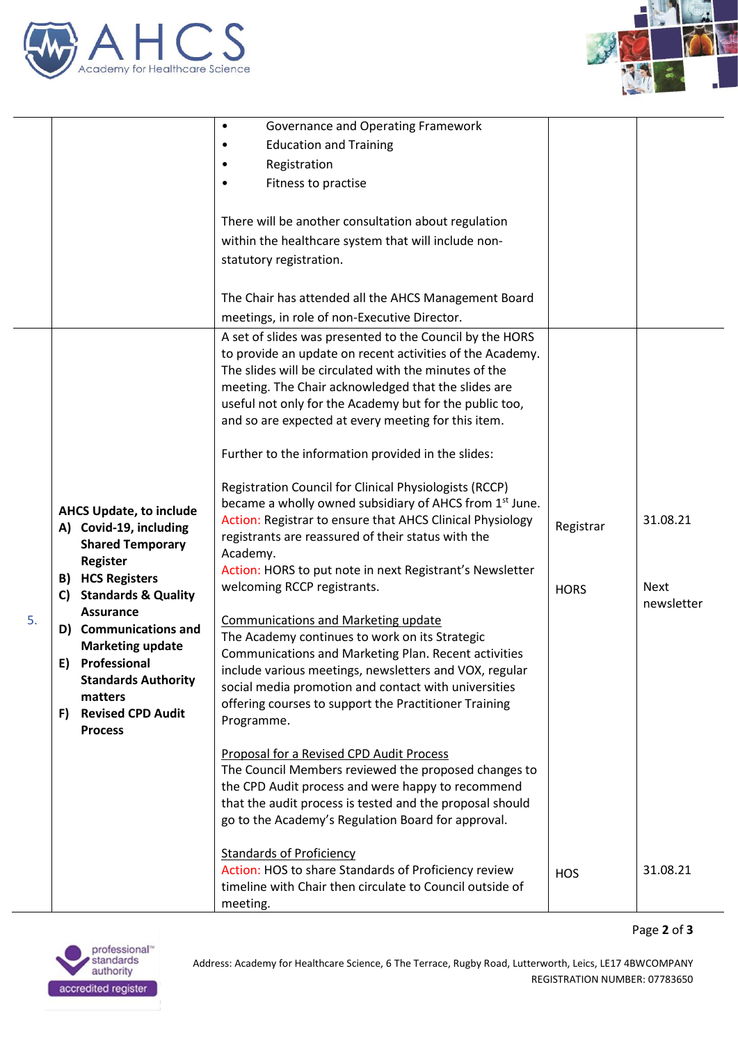| | | | | |
|---|---|---|---|---|
| | | • Governance and Operating Framework<br>• Education and Training<br>• Registration<br>• Fitness to practise<br><br>There will be another consultation about regulation within the healthcare system that will include non-statutory registration.<br><br>The Chair has attended all the AHCS Management Board meetings, in role of non-Executive Director. | | |
| 5. | **AHCS Update, to include**<br>**A) Covid-19, including Shared Temporary Register**<br>**B) HCS Registers**<br>**C) Standards & Quality Assurance**<br>**D) Communications and Marketing update**<br>**E) Professional Standards Authority matters**<br>**F) Revised CPD Audit Process** | A set of slides was presented to the Council by the HORS to provide an update on recent activities of the Academy. The slides will be circulated with the minutes of the meeting. The Chair acknowledged that the slides are useful not only for the Academy but for the public too, and so are expected at every meeting for this item.<br><br>Further to the information provided in the slides:<br><br>Registration Council for Clinical Physiologists (RCCP) became a wholly owned subsidiary of AHCS from 1st June.<br>Action: Registrar to ensure that AHCS Clinical Physiology registrants are reassured of their status with the Academy.<br>Action: HORS to put note in next Registrant's Newsletter welcoming RCCP registrants.<br><br>Communications and Marketing update<br>The Academy continues to work on its Strategic Communications and Marketing Plan. Recent activities include various meetings, newsletters and VOX, regular social media promotion and contact with universities offering courses to support the Practitioner Training Programme.<br><br>Proposal for a Revised CPD Audit Process<br>The Council Members reviewed the proposed changes to the CPD Audit process and were happy to recommend that the audit process is tested and the proposal should go to the Academy's Regulation Board for approval.<br><br>Standards of Proficiency<br>Action: HOS to share Standards of Proficiency review timeline with Chair then circulate to Council outside of meeting. | Registrar<br><br>HORS<br><br>HOS | 31.08.21<br><br>Next newsletter<br><br>31.08.21 |

Address: Academy for Healthcare Science, 6 The Terrace, Rugby Road, Lutterworth, Leics, LE17 4BW COMPANY REGISTRATION NUMBER: 07783650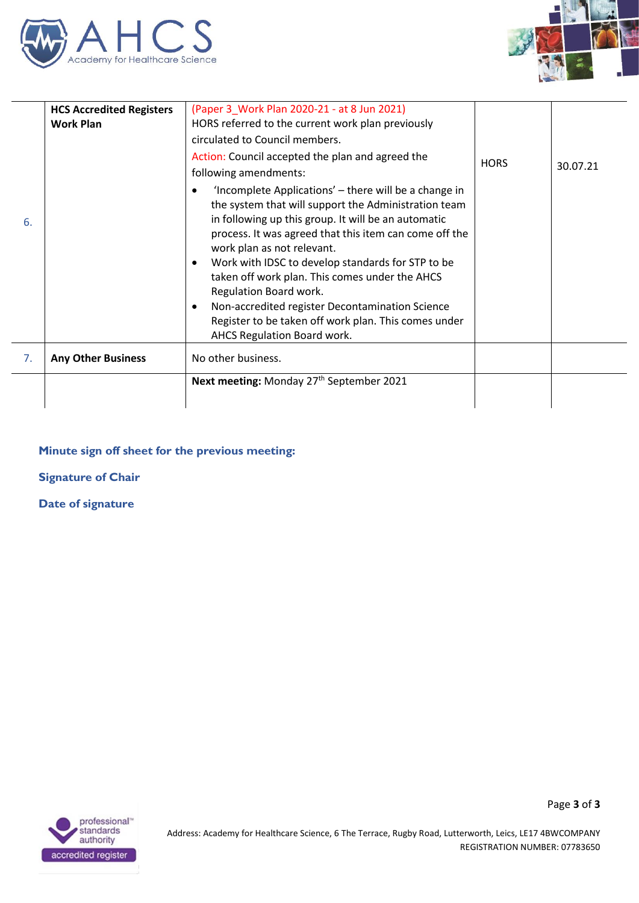| | | | | |
|---|---|---|---|---|
| 6. | **HCS Accredited Registers Work Plan** | (Paper 3_Work Plan 2020-21 - at 8 Jun 2021)<br>HORS referred to the current work plan previously circulated to Council members.<br>Action: Council accepted the plan and agreed the following amendments:<br>• 'Incomplete Applications' – there will be a change in the system that will support the Administration team in following up this group. It will be an automatic process. It was agreed that this item can come off the work plan as not relevant.<br>• Work with IDSC to develop standards for STP to be taken off work plan. This comes under the AHCS Regulation Board work.<br>• Non-accredited register Decontamination Science Register to be taken off work plan. This comes under AHCS Regulation Board work. | HORS | 30.07.21 |
| 7. | **Any Other Business** | No other business. | | |
| | | **Next meeting:** Monday 27th September 2021 | | |

**Minute sign off sheet for the previous meeting:**

**Signature of Chair**

**Date of signature**

Address: Academy for Healthcare Science, 6 The Terrace, Rugby Road, Lutterworth, Leics, LE17 4BWCOMPANY REGISTRATION NUMBER: 07783650